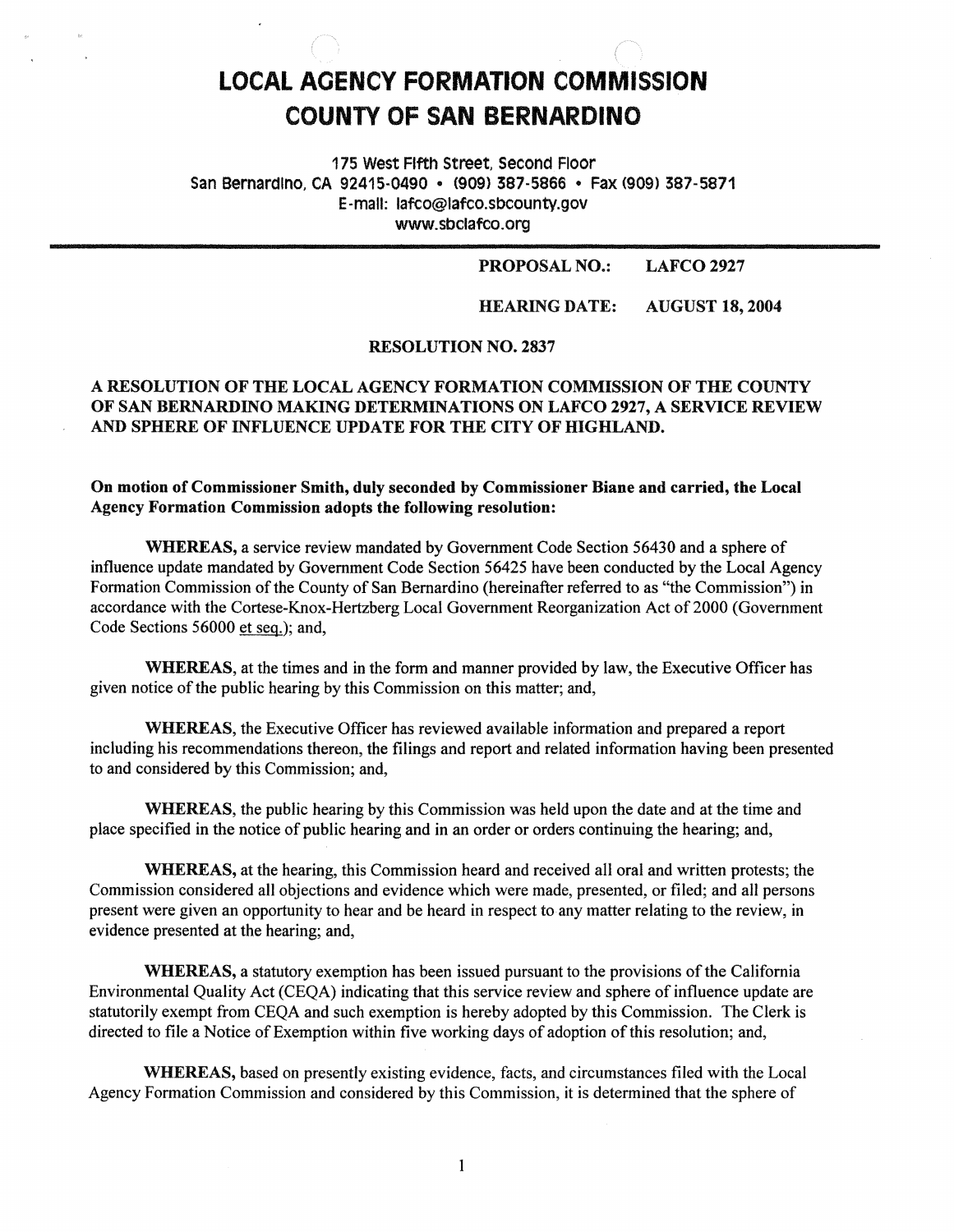# LOCAL AGENCY FORMATION COMMISSION
# COUNTY OF SAN BERNARDINO

175 West Fifth Street, Second Floor
San Bernardino, CA 92415-0490 • (909) 387-5866 • Fax (909) 387-5871
E-mail: lafco@lafco.sbcounty.gov
www.sbclafco.org

**PROPOSAL NO.:** **LAFCO 2927**

**HEARING DATE:** **AUGUST 18, 2004**

**RESOLUTION NO. 2837**

**A RESOLUTION OF THE LOCAL AGENCY FORMATION COMMISSION OF THE COUNTY OF SAN BERNARDINO MAKING DETERMINATIONS ON LAFCO 2927, A SERVICE REVIEW AND SPHERE OF INFLUENCE UPDATE FOR THE CITY OF HIGHLAND.**

**On motion of Commissioner Smith, duly seconded by Commissioner Biane and carried, the Local Agency Formation Commission adopts the following resolution:**

**WHEREAS,** a service review mandated by Government Code Section 56430 and a sphere of influence update mandated by Government Code Section 56425 have been conducted by the Local Agency Formation Commission of the County of San Bernardino (hereinafter referred to as "the Commission") in accordance with the Cortese-Knox-Hertzberg Local Government Reorganization Act of 2000 (Government Code Sections 56000 et seq.); and,

**WHEREAS,** at the times and in the form and manner provided by law, the Executive Officer has given notice of the public hearing by this Commission on this matter; and,

**WHEREAS,** the Executive Officer has reviewed available information and prepared a report including his recommendations thereon, the filings and report and related information having been presented to and considered by this Commission; and,

**WHEREAS,** the public hearing by this Commission was held upon the date and at the time and place specified in the notice of public hearing and in an order or orders continuing the hearing; and,

**WHEREAS,** at the hearing, this Commission heard and received all oral and written protests; the Commission considered all objections and evidence which were made, presented, or filed; and all persons present were given an opportunity to hear and be heard in respect to any matter relating to the review, in evidence presented at the hearing; and,

**WHEREAS,** a statutory exemption has been issued pursuant to the provisions of the California Environmental Quality Act (CEQA) indicating that this service review and sphere of influence update are statutorily exempt from CEQA and such exemption is hereby adopted by this Commission. The Clerk is directed to file a Notice of Exemption within five working days of adoption of this resolution; and,

**WHEREAS,** based on presently existing evidence, facts, and circumstances filed with the Local Agency Formation Commission and considered by this Commission, it is determined that the sphere of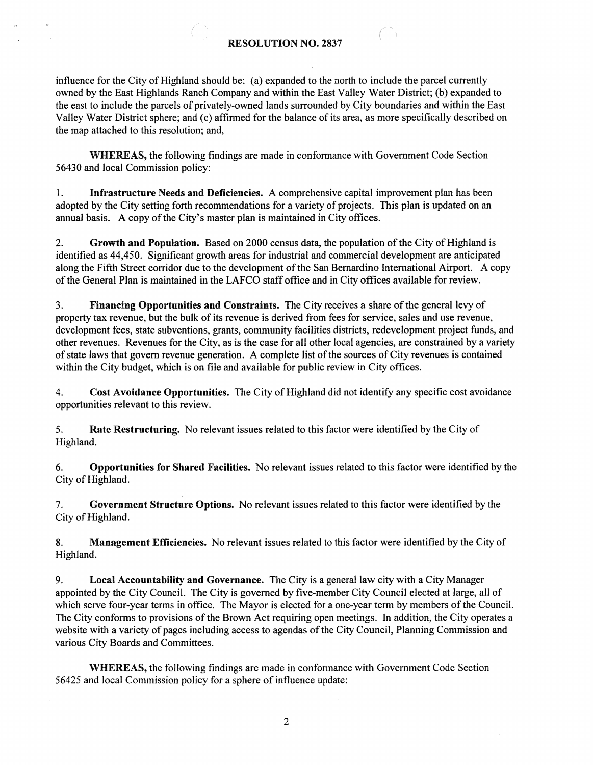influence for the City of Highland should be: (a) expanded to the north to include the parcel currently owned by the East Highlands Ranch Company and within the East Valley Water District; (b) expanded to the east to include the parcels of privately-owned lands surrounded by City boundaries and within the East Valley Water District sphere; and (c) affirmed for the balance of its area, as more specifically described on the map attached to this resolution; and,

**WHEREAS,** the following findings are made in conformance with Government Code Section 56430 and local Commission policy:

1. **Infrastructure Needs and Deficiencies.** A comprehensive capital improvement plan has been adopted by the City setting forth recommendations for a variety of projects. This plan is updated on an annual basis. A copy of the City's master plan is maintained in City offices.

2. **Growth and Population.** Based on 2000 census data, the population of the City of Highland is identified as 44,450. Significant growth areas for industrial and commercial development are anticipated along the Fifth Street corridor due to the development of the San Bernardino International Airport. A copy of the General Plan is maintained in the LAFCO staff office and in City offices available for review.

3. **Financing Opportunities and Constraints.** The City receives a share of the general levy of property tax revenue, but the bulk of its revenue is derived from fees for service, sales and use revenue, development fees, state subventions, grants, community facilities districts, redevelopment project funds, and other revenues. Revenues for the City, as is the case for all other local agencies, are constrained by a variety of state laws that govern revenue generation. A complete list of the sources of City revenues is contained within the City budget, which is on file and available for public review in City offices.

4. **Cost Avoidance Opportunities.** The City of Highland did not identify any specific cost avoidance opportunities relevant to this review.

5. **Rate Restructuring.** No relevant issues related to this factor were identified by the City of Highland.

6. **Opportunities for Shared Facilities.** No relevant issues related to this factor were identified by the City of Highland.

7. **Government Structure Options.** No relevant issues related to this factor were identified by the City of Highland.

8. **Management Efficiencies.** No relevant issues related to this factor were identified by the City of Highland.

9. **Local Accountability and Governance.** The City is a general law city with a City Manager appointed by the City Council. The City is governed by five-member City Council elected at large, all of which serve four-year terms in office. The Mayor is elected for a one-year term by members of the Council. The City conforms to provisions of the Brown Act requiring open meetings. In addition, the City operates a website with a variety of pages including access to agendas of the City Council, Planning Commission and various City Boards and Committees.

**WHEREAS,** the following findings are made in conformance with Government Code Section 56425 and local Commission policy for a sphere of influence update: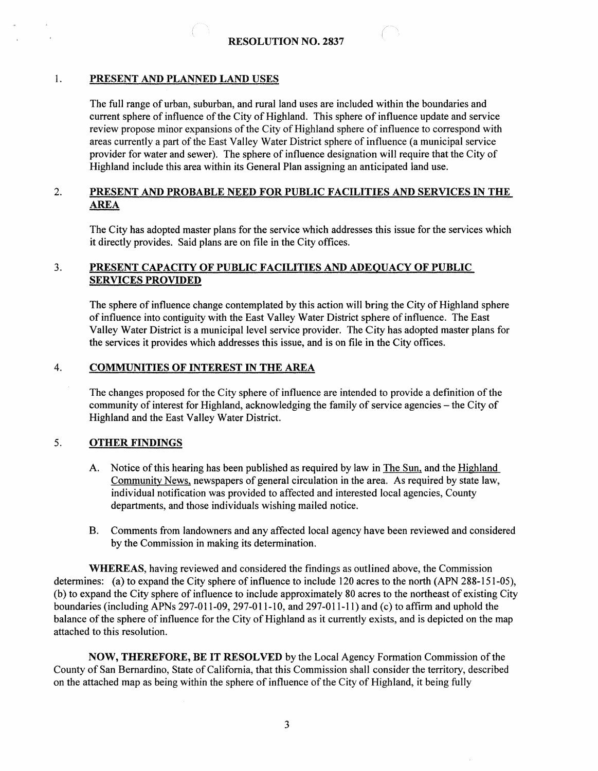RESOLUTION NO. 2837

1. **PRESENT AND PLANNED LAND USES**

   The full range of urban, suburban, and rural land uses are included within the boundaries and current sphere of influence of the City of Highland. This sphere of influence update and service review propose minor expansions of the City of Highland sphere of influence to correspond with areas currently a part of the East Valley Water District sphere of influence (a municipal service provider for water and sewer). The sphere of influence designation will require that the City of Highland include this area within its General Plan assigning an anticipated land use.

2. **PRESENT AND PROBABLE NEED FOR PUBLIC FACILITIES AND SERVICES IN THE AREA**

   The City has adopted master plans for the service which addresses this issue for the services which it directly provides. Said plans are on file in the City offices.

3. **PRESENT CAPACITY OF PUBLIC FACILITIES AND ADEQUACY OF PUBLIC SERVICES PROVIDED**

   The sphere of influence change contemplated by this action will bring the City of Highland sphere of influence into contiguity with the East Valley Water District sphere of influence. The East Valley Water District is a municipal level service provider. The City has adopted master plans for the services it provides which addresses this issue, and is on file in the City offices.

4. **COMMUNITIES OF INTEREST IN THE AREA**

   The changes proposed for the City sphere of influence are intended to provide a definition of the community of interest for Highland, acknowledging the family of service agencies – the City of Highland and the East Valley Water District.

5. **OTHER FINDINGS**

   A. Notice of this hearing has been published as required by law in The Sun, and the Highland Community News, newspapers of general circulation in the area. As required by state law, individual notification was provided to affected and interested local agencies, County departments, and those individuals wishing mailed notice.

   B. Comments from landowners and any affected local agency have been reviewed and considered by the Commission in making its determination.

**WHEREAS**, having reviewed and considered the findings as outlined above, the Commission determines: (a) to expand the City sphere of influence to include 120 acres to the north (APN 288-151-05), (b) to expand the City sphere of influence to include approximately 80 acres to the northeast of existing City boundaries (including APNs 297-011-09, 297-011-10, and 297-011-11) and (c) to affirm and uphold the balance of the sphere of influence for the City of Highland as it currently exists, and is depicted on the map attached to this resolution.

**NOW, THEREFORE, BE IT RESOLVED** by the Local Agency Formation Commission of the County of San Bernardino, State of California, that this Commission shall consider the territory, described on the attached map as being within the sphere of influence of the City of Highland, it being fully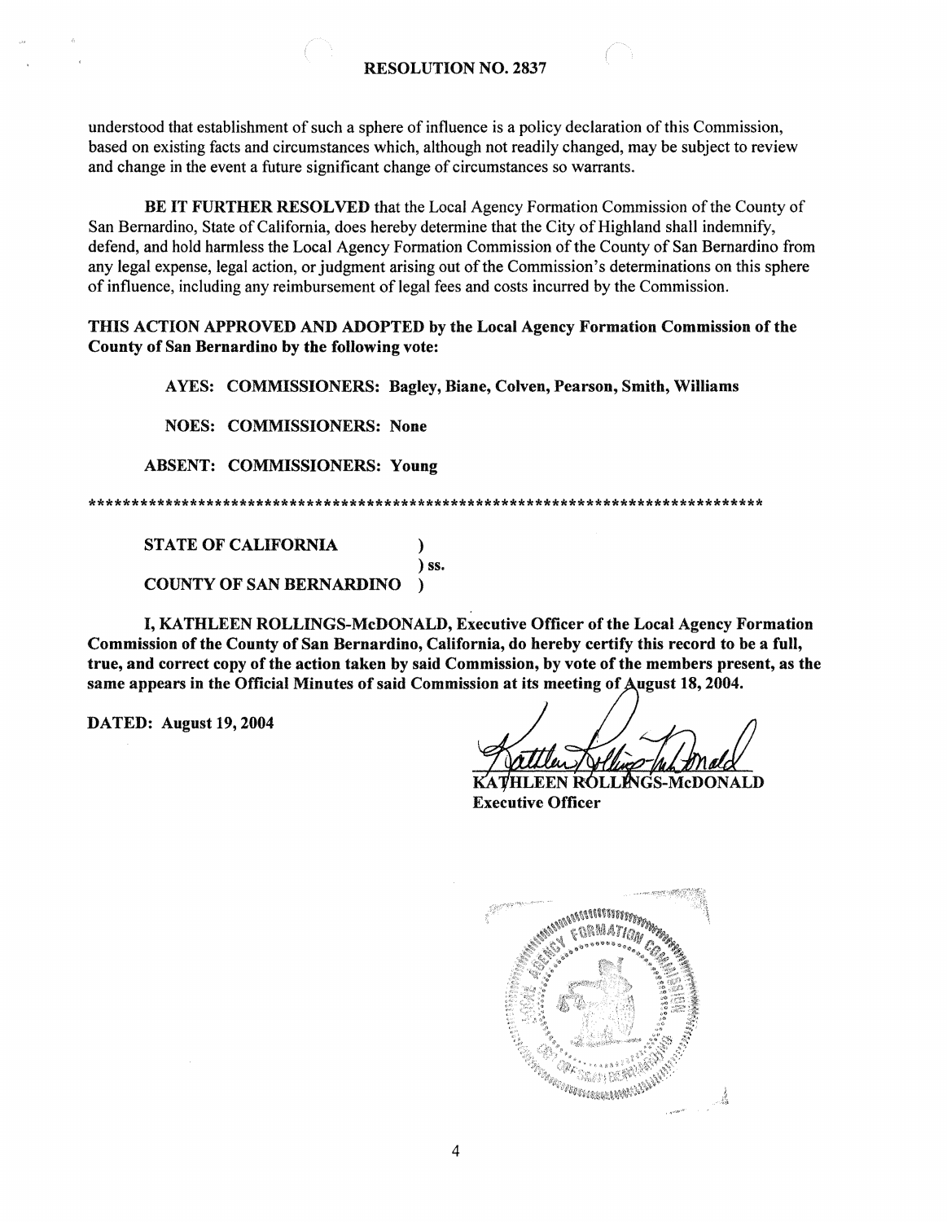understood that establishment of such a sphere of influence is a policy declaration of this Commission, based on existing facts and circumstances which, although not readily changed, may be subject to review and change in the event a future significant change of circumstances so warrants.

**BE IT FURTHER RESOLVED** that the Local Agency Formation Commission of the County of San Bernardino, State of California, does hereby determine that the City of Highland shall indemnify, defend, and hold harmless the Local Agency Formation Commission of the County of San Bernardino from any legal expense, legal action, or judgment arising out of the Commission's determinations on this sphere of influence, including any reimbursement of legal fees and costs incurred by the Commission.

**THIS ACTION APPROVED AND ADOPTED by the Local Agency Formation Commission of the County of San Bernardino by the following vote:**

**AYES: COMMISSIONERS: Bagley, Biane, Colven, Pearson, Smith, Williams**

**NOES: COMMISSIONERS: None**

**ABSENT: COMMISSIONERS: Young**

**************************************************************************************

**STATE OF CALIFORNIA )**
**) ss.**
**COUNTY OF SAN BERNARDINO )**

**I, KATHLEEN ROLLINGS-McDONALD, Executive Officer of the Local Agency Formation Commission of the County of San Bernardino, California, do hereby certify this record to be a full, true, and correct copy of the action taken by said Commission, by vote of the members present, as the same appears in the Official Minutes of said Commission at its meeting of August 18, 2004.**

**DATED: August 19, 2004**

**KATHLEEN ROLLINGS-McDONALD**
**Executive Officer**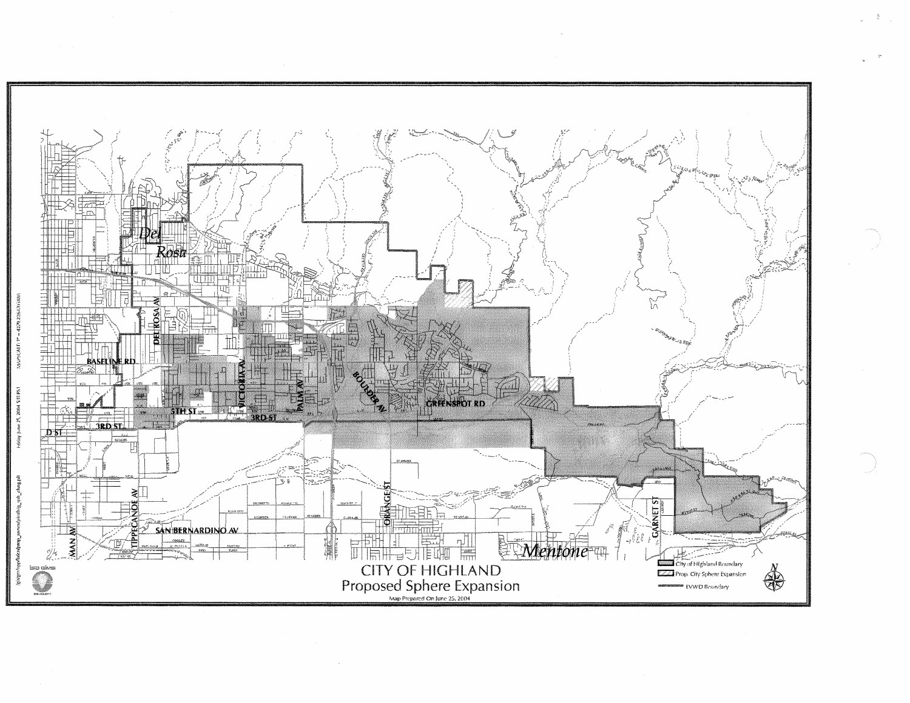# CITY OF HIGHLAND

## Proposed Sphere Expansion

Map Prepared On June 25, 2004

City of Highland Boundary

Prop. City Sphere Expansion

EVWD Boundary

Del Rosa

Mentone

BASELINE RD

DEL ROSA AV

VICTORIA AV

PALM AV

BOULDER AV

GREENSPOT RD

5TH ST

3RD ST

D ST

TIPPECANOE AV

SAN BERNARDINO AV

ORANGE ST

GARNET ST